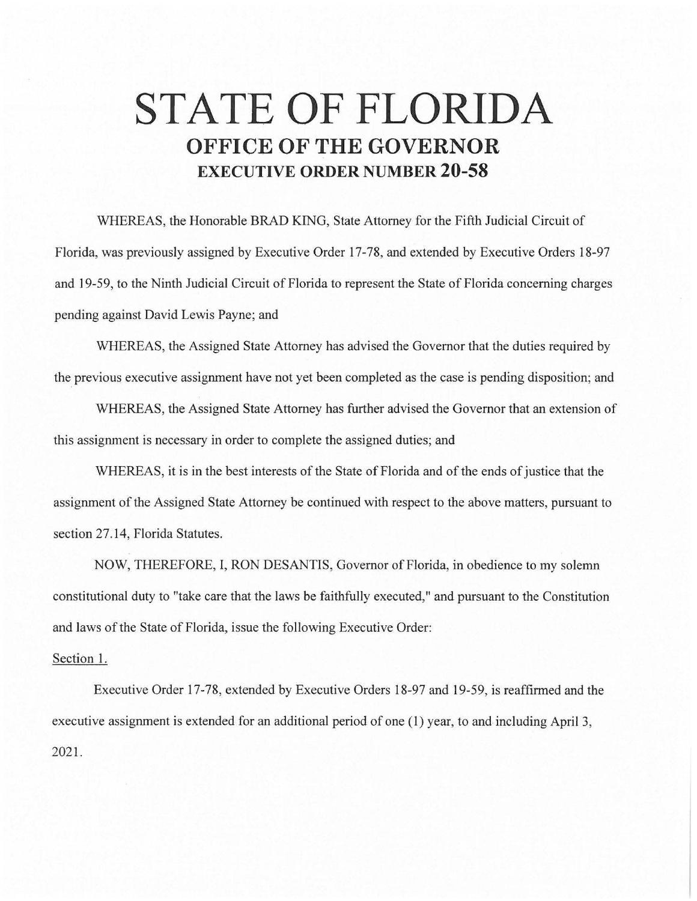# STATE OF FLORIDA

## OFFICE OF THE GOVERNOR

### EXECUTIVE ORDER NUMBER 20-58

WHEREAS, the Honorable BRAD KING, State Attorney for the Fifth Judicial Circuit of Florida, was previously assigned by Executive Order 17-78, and extended by Executive Orders 18-97 and 19-59, to the Ninth Judicial Circuit of Florida to represent the State of Florida concerning charges pending against David Lewis Payne; and

WHEREAS, the Assigned State Attorney has advised the Governor that the duties required by the previous executive assignment have not yet been completed as the case is pending disposition; and

WHEREAS, the Assigned State Attorney has further advised the Governor that an extension of this assignment is necessary in order to complete the assigned duties; and

WHEREAS, it is in the best interests of the State of Florida and of the ends of justice that the assignment of the Assigned State Attorney be continued with respect to the above matters, pursuant to section 27.14, Florida Statutes.

NOW, THEREFORE, I, RON DESANTIS, Governor of Florida, in obedience to my solemn constitutional duty to "take care that the laws be faithfully executed," and pursuant to the Constitution and laws of the State of Florida, issue the following Executive Order:

Section 1.

Executive Order 17-78, extended by Executive Orders 18-97 and 19-59, is reaffirmed and the executive assignment is extended for an additional period of one (1) year, to and including April 3, 2021.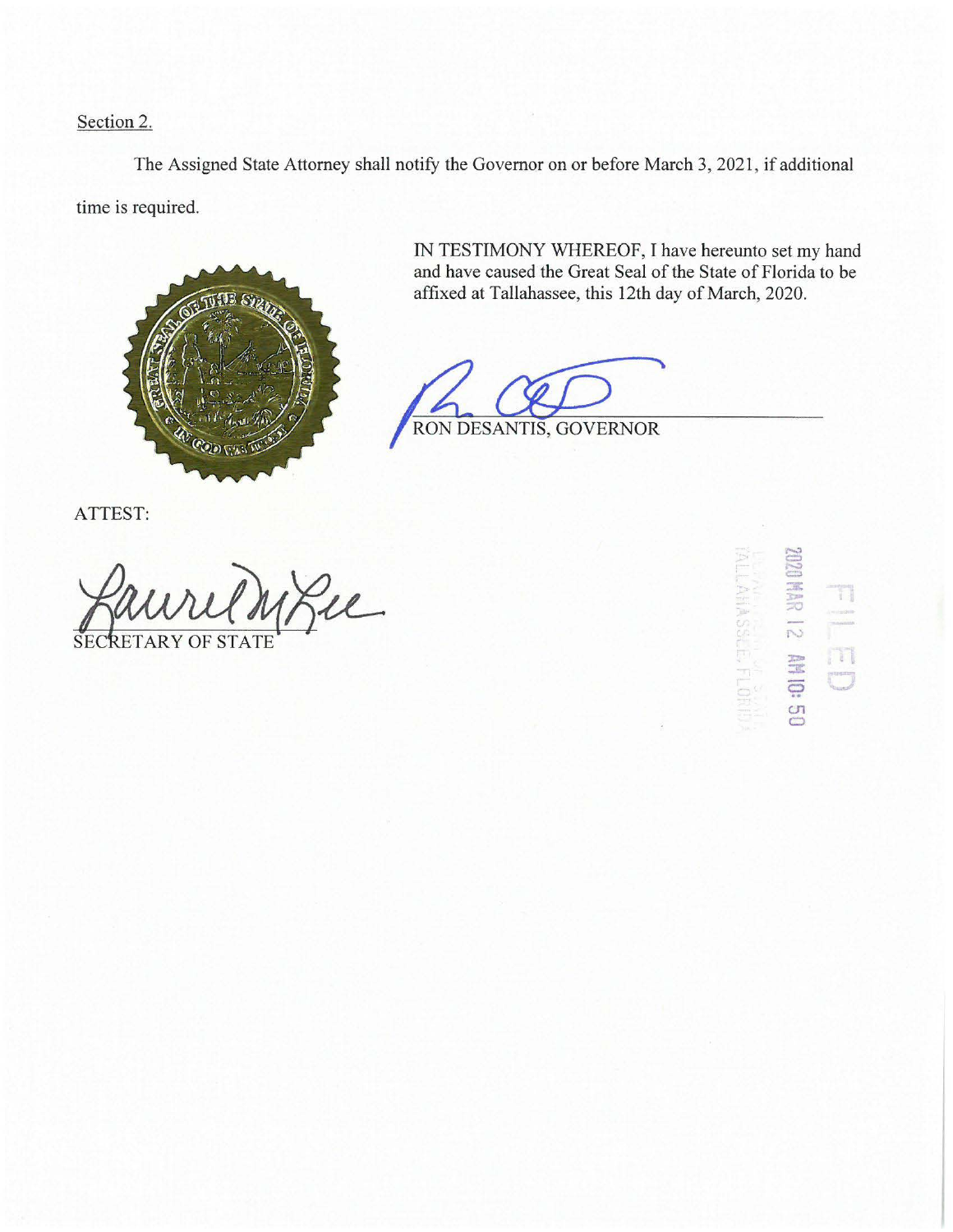Section 2.

The Assigned State Attorney shall notify the Governor on or before March 3, 2021, if additional time is required.

IN TESTIMONY WHEREOF, I have hereunto set my hand and have caused the Great Seal of the State of Florida to be affixed at Tallahassee, this 12th day of March, 2020.

RON DESANTIS, GOVERNOR

ATTEST:

SECRETARY OF STATE

FILED

2020 MAR 12 AM 10: 50

DEPARTMENT OF STATE
TALLAHASSEE, FLORIDA